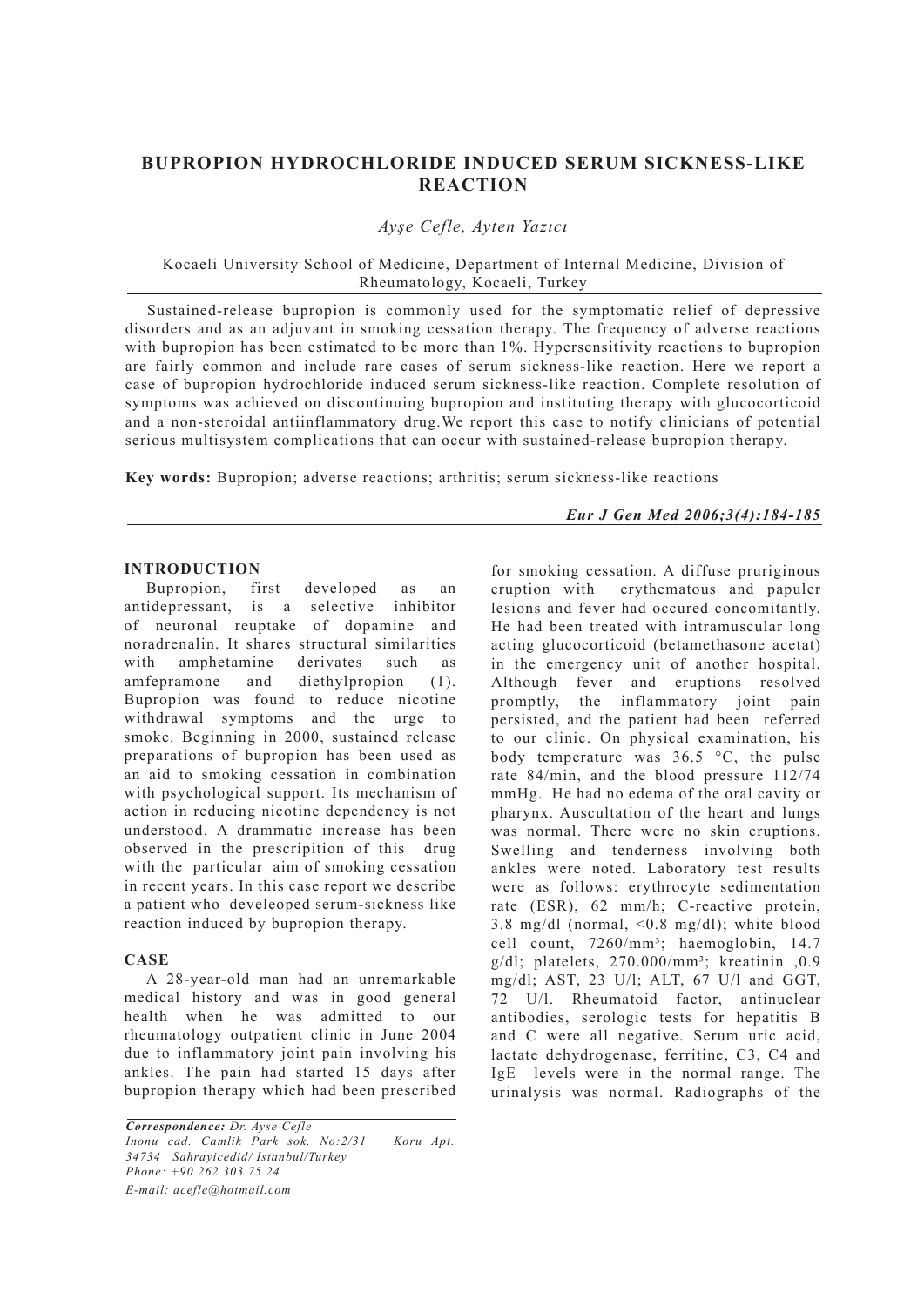# BUPROPION HYDROCHLORIDE INDUCED SERUM SICKNESS-LIKE REACTION

*Ayşe Cefle, Ayten Yazıcı*

Kocaeli University School of Medicine, Department of Internal Medicine, Division of Rheumatology, Kocaeli, Turkey

Sustained-release bupropion is commonly used for the symptomatic relief of depressive disorders and as an adjuvant in smoking cessation therapy. The frequency of adverse reactions with bupropion has been estimated to be more than 1%. Hypersensitivity reactions to bupropion are fairly common and include rare cases of serum sickness-like reaction. Here we report a case of bupropion hydrochloride induced serum sickness-like reaction. Complete resolution of symptoms was achieved on discontinuing bupropion and instituting therapy with glucocorticoid and a non-steroidal antiinflammatory drug.We report this case to notify clinicians of potential serious multisystem complications that can occur with sustained-release bupropion therapy.

**Key words:** Bupropion; adverse reactions; arthritis; serum sickness-like reactions

## INTRODUCTION

Bupropion, first developed as an antidepressant, is a selective inhibitor of neuronal reuptake of dopamine and noradrenalin. It shares structural similarities with amphetamine derivates such as amfepramone and diethylpropion (1). Bupropion was found to reduce nicotine withdrawal symptoms and the urge to smoke. Beginning in 2000, sustained release preparations of bupropion has been used as an aid to smoking cessation in combination with psychological support. Its mechanism of action in reducing nicotine dependency is not understood. A drammatic increase has been observed in the prescripition of this drug with the particular aim of smoking cessation in recent years. In this case report we describe a patient who develeoped serum-sickness like reaction induced by bupropion therapy.

## CASE

A 28-year-old man had an unremarkable medical history and was in good general health when he was admitted to our rheumatology outpatient clinic in June 2004 due to inflammatory joint pain involving his ankles. The pain had started 15 days after bupropion therapy which had been prescribed for smoking cessation. A diffuse pruriginous eruption with erythematous and papuler lesions and fever had occured concomitantly. He had been treated with intramuscular long acting glucocorticoid (betamethasone acetat) in the emergency unit of another hospital. Although fever and eruptions resolved promptly, the inflammatory joint pain persisted, and the patient had been referred to our clinic. On physical examination, his body temperature was 36.5 °C, the pulse rate 84/min, and the blood pressure 112/74 mmHg. He had no edema of the oral cavity or pharynx. Auscultation of the heart and lungs was normal. There were no skin eruptions. Swelling and tenderness involving both ankles were noted. Laboratory test results were as follows: erythrocyte sedimentation rate (ESR), 62 mm/h; C-reactive protein, 3.8 mg/dl (normal, <0.8 mg/dl); white blood cell count, 7260/mm$^3$; haemoglobin, 14.7 g/dl; platelets, 270.000/mm$^3$; kreatinin ,0.9 mg/dl; AST, 23 U/l; ALT, 67 U/l and GGT, 72 U/l. Rheumatoid factor, antinuclear antibodies, serologic tests for hepatitis B and C were all negative. Serum uric acid, lactate dehydrogenase, ferritine, C3, C4 and IgE levels were in the normal range. The urinalysis was normal. Radiographs of the

*Correspondence: Dr. Ayse Cefle*
*Inonu cad. Camlik Park sok. No:2/31 Koru Apt. 34734 Sahrayicedid/ Istanbul/Turkey*
*Phone: +90 262 303 75 24*
*E-mail: acefle@hotmail.com*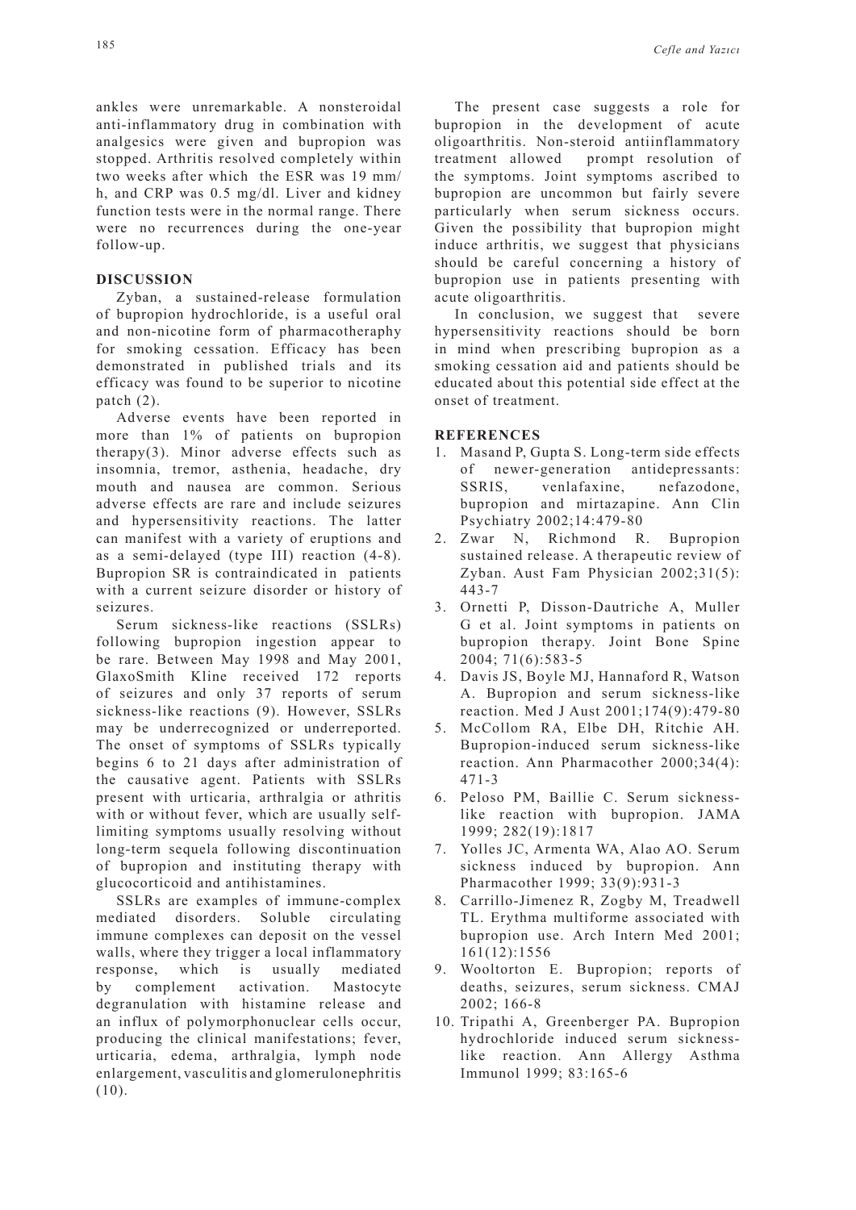ankles were unremarkable. A nonsteroidal anti-inflammatory drug in combination with analgesics were given and bupropion was stopped. Arthritis resolved completely within two weeks after which the ESR was 19 mm/h, and CRP was 0.5 mg/dl. Liver and kidney function tests were in the normal range. There were no recurrences during the one-year follow-up.

## DISCUSSION

Zyban, a sustained-release formulation of bupropion hydrochloride, is a useful oral and non-nicotine form of pharmacotheraphy for smoking cessation. Efficacy has been demonstrated in published trials and its efficacy was found to be superior to nicotine patch (2).

Adverse events have been reported in more than 1% of patients on bupropion therapy(3). Minor adverse effects such as insomnia, tremor, asthenia, headache, dry mouth and nausea are common. Serious adverse effects are rare and include seizures and hypersensitivity reactions. The latter can manifest with a variety of eruptions and as a semi-delayed (type III) reaction (4-8). Bupropion SR is contraindicated in patients with a current seizure disorder or history of seizures.

Serum sickness-like reactions (SSLRs) following bupropion ingestion appear to be rare. Between May 1998 and May 2001, GlaxoSmith Kline received 172 reports of seizures and only 37 reports of serum sickness-like reactions (9). However, SSLRs may be underrecognized or underreported. The onset of symptoms of SSLRs typically begins 6 to 21 days after administration of the causative agent. Patients with SSLRs present with urticaria, arthralgia or athritis with or without fever, which are usually self-limiting symptoms usually resolving without long-term sequela following discontinuation of bupropion and instituting therapy with glucocorticoid and antihistamines.

SSLRs are examples of immune-complex mediated disorders. Soluble circulating immune complexes can deposit on the vessel walls, where they trigger a local inflammatory response, which is usually mediated by complement activation. Mastocyte degranulation with histamine release and an influx of polymorphonuclear cells occur, producing the clinical manifestations; fever, urticaria, edema, arthralgia, lymph node enlargement, vasculitis and glomerulonephritis (10).

The present case suggests a role for bupropion in the development of acute oligoarthritis. Non-steroid antiinflammatory treatment allowed prompt resolution of the symptoms. Joint symptoms ascribed to bupropion are uncommon but fairly severe particularly when serum sickness occurs. Given the possibility that bupropion might induce arthritis, we suggest that physicians should be careful concerning a history of bupropion use in patients presenting with acute oligoarthritis.

In conclusion, we suggest that severe hypersensitivity reactions should be born in mind when prescribing bupropion as a smoking cessation aid and patients should be educated about this potential side effect at the onset of treatment.

## REFERENCES

1. Masand P, Gupta S. Long-term side effects of newer-generation antidepressants: SSRIS, venlafaxine, nefazodone, bupropion and mirtazapine. Ann Clin Psychiatry 2002;14:479-80
2. Zwar N, Richmond R. Bupropion sustained release. A therapeutic review of Zyban. Aust Fam Physician 2002;31(5): 443-7
3. Ornetti P, Disson-Dautriche A, Muller G et al. Joint symptoms in patients on bupropion therapy. Joint Bone Spine 2004; 71(6):583-5
4. Davis JS, Boyle MJ, Hannaford R, Watson A. Bupropion and serum sickness-like reaction. Med J Aust 2001;174(9):479-80
5. McCollom RA, Elbe DH, Ritchie AH. Bupropion-induced serum sickness-like reaction. Ann Pharmacother 2000;34(4): 471-3
6. Peloso PM, Baillie C. Serum sickness-like reaction with bupropion. JAMA 1999; 282(19):1817
7. Yolles JC, Armenta WA, Alao AO. Serum sickness induced by bupropion. Ann Pharmacother 1999; 33(9):931-3
8. Carrillo-Jimenez R, Zogby M, Treadwell TL. Erythma multiforme associated with bupropion use. Arch Intern Med 2001; 161(12):1556
9. Wooltorton E. Bupropion; reports of deaths, seizures, serum sickness. CMAJ 2002; 166-8
10. Tripathi A, Greenberger PA. Bupropion hydrochloride induced serum sickness-like reaction. Ann Allergy Asthma Immunol 1999; 83:165-6